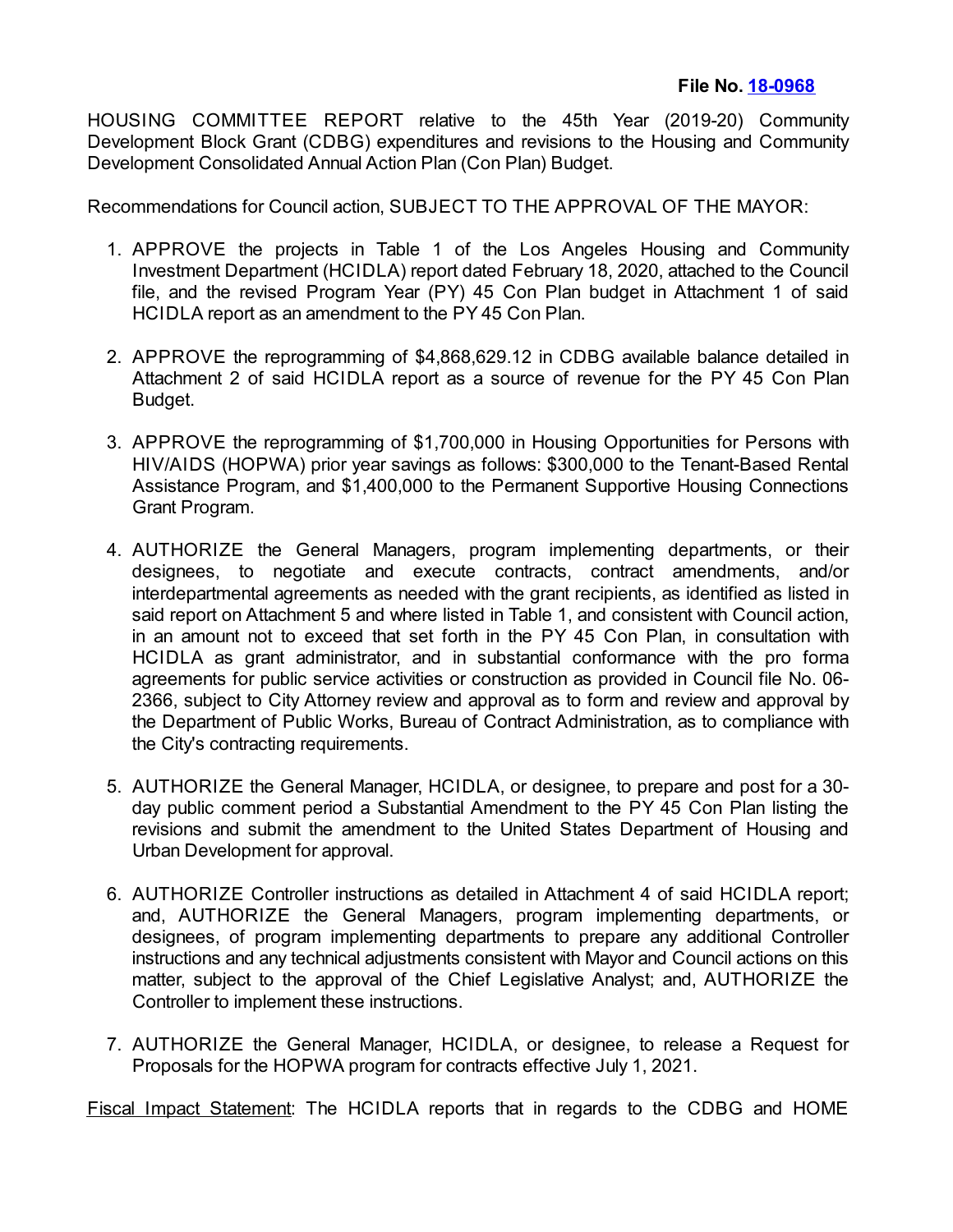**File No. [18-0968]**

HOUSING COMMITTEE REPORT relative to the 45th Year (2019-20) Community Development Block Grant (CDBG) expenditures and revisions to the Housing and Community Development Consolidated Annual Action Plan (Con Plan) Budget.

Recommendations for Council action, SUBJECT TO THE APPROVAL OF THE MAYOR:

1. APPROVE the projects in Table 1 of the Los Angeles Housing and Community Investment Department (HCIDLA) report dated February 18, 2020, attached to the Council file, and the revised Program Year (PY) 45 Con Plan budget in Attachment 1 of said HCIDLA report as an amendment to the PY 45 Con Plan.

2. APPROVE the reprogramming of $4,868,629.12 in CDBG available balance detailed in Attachment 2 of said HCIDLA report as a source of revenue for the PY 45 Con Plan Budget.

3. APPROVE the reprogramming of $1,700,000 in Housing Opportunities for Persons with HIV/AIDS (HOPWA) prior year savings as follows: $300,000 to the Tenant-Based Rental Assistance Program, and $1,400,000 to the Permanent Supportive Housing Connections Grant Program.

4. AUTHORIZE the General Managers, program implementing departments, or their designees, to negotiate and execute contracts, contract amendments, and/or interdepartmental agreements as needed with the grant recipients, as identified as listed in said report on Attachment 5 and where listed in Table 1, and consistent with Council action, in an amount not to exceed that set forth in the PY 45 Con Plan, in consultation with HCIDLA as grant administrator, and in substantial conformance with the pro forma agreements for public service activities or construction as provided in Council file No. 06-2366, subject to City Attorney review and approval as to form and review and approval by the Department of Public Works, Bureau of Contract Administration, as to compliance with the City's contracting requirements.

5. AUTHORIZE the General Manager, HCIDLA, or designee, to prepare and post for a 30-day public comment period a Substantial Amendment to the PY 45 Con Plan listing the revisions and submit the amendment to the United States Department of Housing and Urban Development for approval.

6. AUTHORIZE Controller instructions as detailed in Attachment 4 of said HCIDLA report; and, AUTHORIZE the General Managers, program implementing departments, or designees, of program implementing departments to prepare any additional Controller instructions and any technical adjustments consistent with Mayor and Council actions on this matter, subject to the approval of the Chief Legislative Analyst; and, AUTHORIZE the Controller to implement these instructions.

7. AUTHORIZE the General Manager, HCIDLA, or designee, to release a Request for Proposals for the HOPWA program for contracts effective July 1, 2021.

Fiscal Impact Statement: The HCIDLA reports that in regards to the CDBG and HOME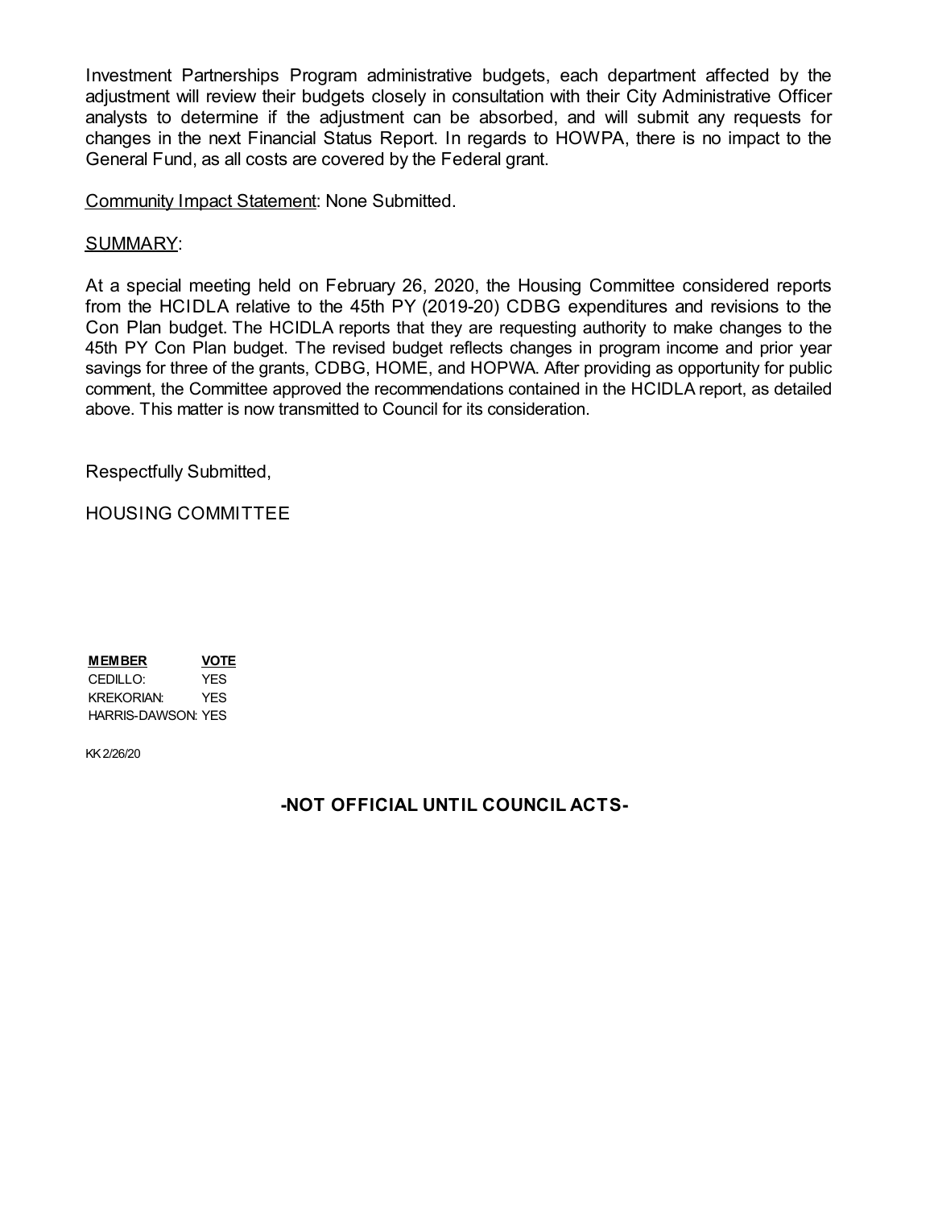Investment Partnerships Program administrative budgets, each department affected by the adjustment will review their budgets closely in consultation with their City Administrative Officer analysts to determine if the adjustment can be absorbed, and will submit any requests for changes in the next Financial Status Report. In regards to HOWPA, there is no impact to the General Fund, as all costs are covered by the Federal grant.

Community Impact Statement: None Submitted.

SUMMARY:

At a special meeting held on February 26, 2020, the Housing Committee considered reports from the HCIDLA relative to the 45th PY (2019-20) CDBG expenditures and revisions to the Con Plan budget. The HCIDLA reports that they are requesting authority to make changes to the 45th PY Con Plan budget. The revised budget reflects changes in program income and prior year savings for three of the grants, CDBG, HOME, and HOPWA. After providing as opportunity for public comment, the Committee approved the recommendations contained in the HCIDLA report, as detailed above. This matter is now transmitted to Council for its consideration.

Respectfully Submitted,

HOUSING COMMITTEE

| MEMBER | VOTE |
| --- | --- |
| CEDILLO: | YES |
| KREKORIAN: | YES |
| HARRIS-DAWSON: | YES |

KK 2/26/20

**-NOT OFFICIAL UNTIL COUNCIL ACTS-**